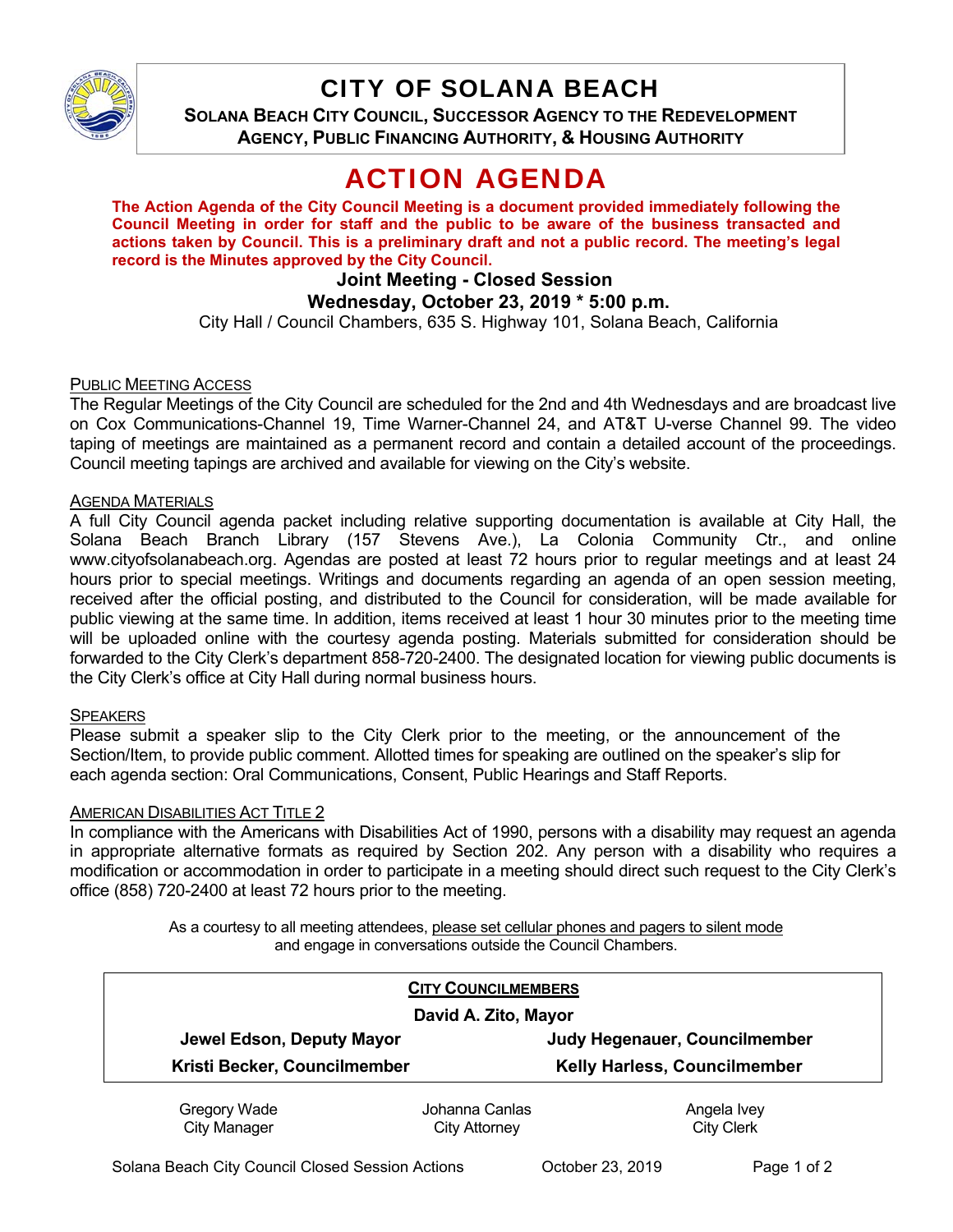# CITY OF SOLANA BEACH

**SOLANA BEACH CITY COUNCIL, SUCCESSOR AGENCY TO THE REDEVELOPMENT AGENCY, PUBLIC FINANCING AUTHORITY, & HOUSING AUTHORITY**

# ACTION AGENDA

**The Action Agenda of the City Council Meeting is a document provided immediately following the Council Meeting in order for staff and the public to be aware of the business transacted and actions taken by Council. This is a preliminary draft and not a public record. The meeting's legal record is the Minutes approved by the City Council.**

**Joint Meeting - Closed Session**

**Wednesday, October 23, 2019 * 5:00 p.m.**

City Hall / Council Chambers, 635 S. Highway 101, Solana Beach, California

PUBLIC MEETING ACCESS

The Regular Meetings of the City Council are scheduled for the 2nd and 4th Wednesdays and are broadcast live on Cox Communications-Channel 19, Time Warner-Channel 24, and AT&T U-verse Channel 99. The video taping of meetings are maintained as a permanent record and contain a detailed account of the proceedings. Council meeting tapings are archived and available for viewing on the City's website.

AGENDA MATERIALS

A full City Council agenda packet including relative supporting documentation is available at City Hall, the Solana Beach Branch Library (157 Stevens Ave.), La Colonia Community Ctr., and online www.cityofsolanabeach.org. Agendas are posted at least 72 hours prior to regular meetings and at least 24 hours prior to special meetings. Writings and documents regarding an agenda of an open session meeting, received after the official posting, and distributed to the Council for consideration, will be made available for public viewing at the same time. In addition, items received at least 1 hour 30 minutes prior to the meeting time will be uploaded online with the courtesy agenda posting. Materials submitted for consideration should be forwarded to the City Clerk's department 858-720-2400. The designated location for viewing public documents is the City Clerk's office at City Hall during normal business hours.

SPEAKERS

Please submit a speaker slip to the City Clerk prior to the meeting, or the announcement of the Section/Item, to provide public comment. Allotted times for speaking are outlined on the speaker's slip for each agenda section: Oral Communications, Consent, Public Hearings and Staff Reports.

AMERICAN DISABILITIES ACT TITLE 2

In compliance with the Americans with Disabilities Act of 1990, persons with a disability may request an agenda in appropriate alternative formats as required by Section 202. Any person with a disability who requires a modification or accommodation in order to participate in a meeting should direct such request to the City Clerk's office (858) 720-2400 at least 72 hours prior to the meeting.

As a courtesy to all meeting attendees, please set cellular phones and pagers to silent mode and engage in conversations outside the Council Chambers.

**CITY COUNCILMEMBERS**

**David A. Zito, Mayor**

| | |
|---|---|
| **Jewel Edson, Deputy Mayor** | **Judy Hegenauer, Councilmember** |
| **Kristi Becker, Councilmember** | **Kelly Harless, Councilmember** |

| | | |
|---|---|---|
| Gregory Wade<br>City Manager | Johanna Canlas<br>City Attorney | Angela Ivey<br>City Clerk |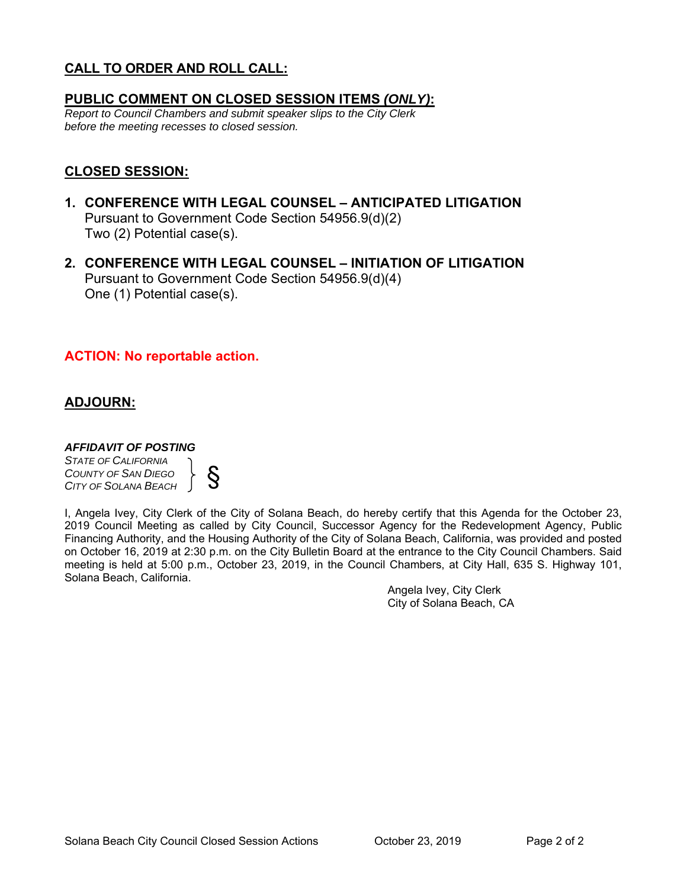## CALL TO ORDER AND ROLL CALL:

## PUBLIC COMMENT ON CLOSED SESSION ITEMS *(ONLY)*:

*Report to Council Chambers and submit speaker slips to the City Clerk before the meeting recesses to closed session.*

## CLOSED SESSION:

1. **CONFERENCE WITH LEGAL COUNSEL – ANTICIPATED LITIGATION**
   Pursuant to Government Code Section 54956.9(d)(2)
   Two (2) Potential case(s).

2. **CONFERENCE WITH LEGAL COUNSEL – INITIATION OF LITIGATION**
   Pursuant to Government Code Section 54956.9(d)(4)
   One (1) Potential case(s).

**ACTION: No reportable action.**

## ADJOURN:

***AFFIDAVIT OF POSTING***

*STATE OF CALIFORNIA*
*COUNTY OF SAN DIEGO* §
*CITY OF SOLANA BEACH*

I, Angela Ivey, City Clerk of the City of Solana Beach, do hereby certify that this Agenda for the October 23, 2019 Council Meeting as called by City Council, Successor Agency for the Redevelopment Agency, Public Financing Authority, and the Housing Authority of the City of Solana Beach, California, was provided and posted on October 16, 2019 at 2:30 p.m. on the City Bulletin Board at the entrance to the City Council Chambers. Said meeting is held at 5:00 p.m., October 23, 2019, in the Council Chambers, at City Hall, 635 S. Highway 101, Solana Beach, California.

Angela Ivey, City Clerk
City of Solana Beach, CA